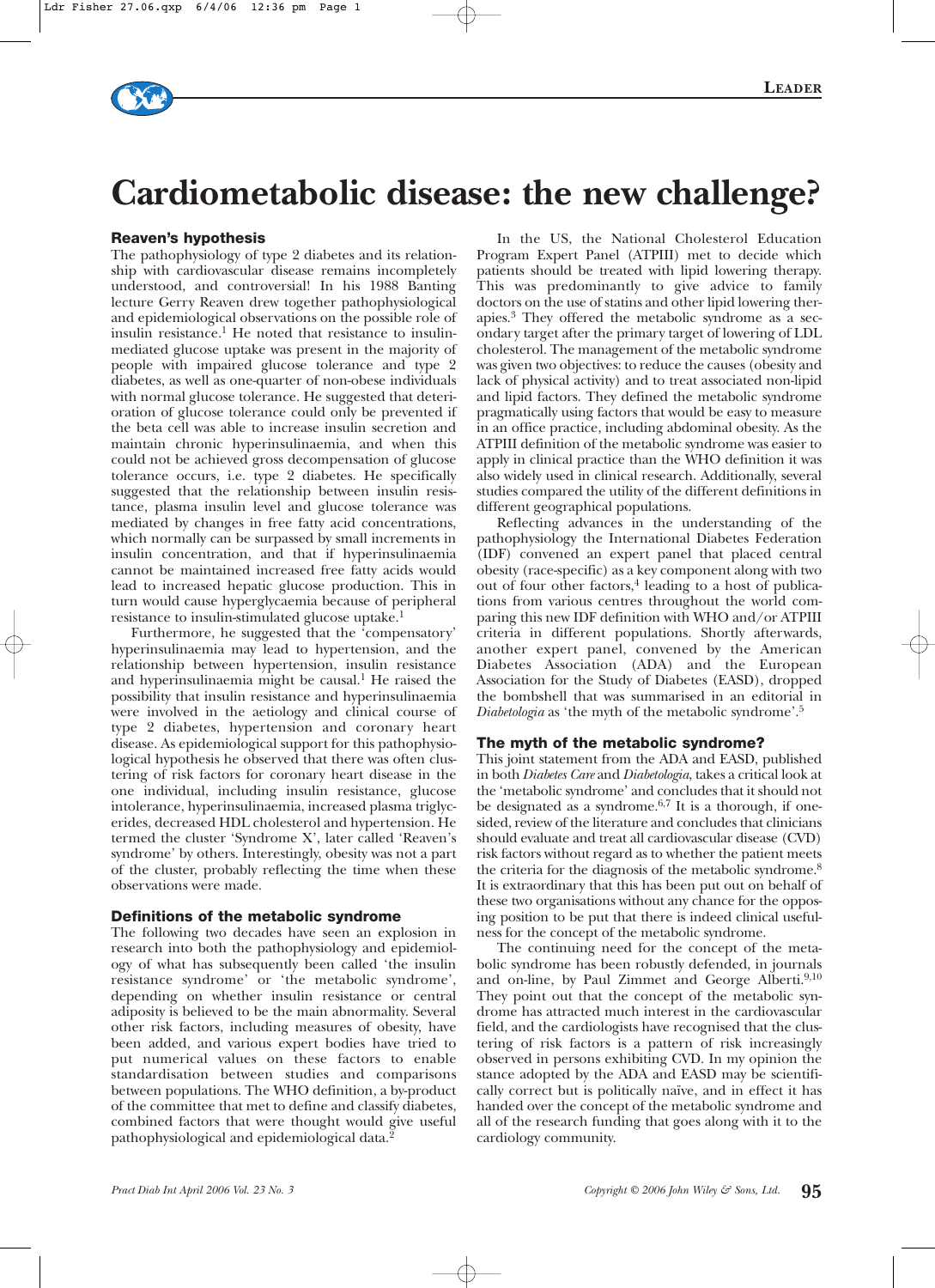# Cardiometabolic disease: the new challenge?

## Reaven's hypothesis

The pathophysiology of type 2 diabetes and its relationship with cardiovascular disease remains incompletely understood, and controversial! In his 1988 Banting lecture Gerry Reaven drew together pathophysiological and epidemiological observations on the possible role of insulin resistance.[1] He noted that resistance to insulin-mediated glucose uptake was present in the majority of people with impaired glucose tolerance and type 2 diabetes, as well as one-quarter of non-obese individuals with normal glucose tolerance. He suggested that deterioration of glucose tolerance could only be prevented if the beta cell was able to increase insulin secretion and maintain chronic hyperinsulinaemia, and when this could not be achieved gross decompensation of glucose tolerance occurs, i.e. type 2 diabetes. He specifically suggested that the relationship between insulin resistance, plasma insulin level and glucose tolerance was mediated by changes in free fatty acid concentrations, which normally can be surpassed by small increments in insulin concentration, and that if hyperinsulinaemia cannot be maintained increased free fatty acids would lead to increased hepatic glucose production. This in turn would cause hyperglycaemia because of peripheral resistance to insulin-stimulated glucose uptake.[1]

Furthermore, he suggested that the 'compensatory' hyperinsulinaemia may lead to hypertension, and the relationship between hypertension, insulin resistance and hyperinsulinaemia might be causal.[1] He raised the possibility that insulin resistance and hyperinsulinaemia were involved in the aetiology and clinical course of type 2 diabetes, hypertension and coronary heart disease. As epidemiological support for this pathophysiological hypothesis he observed that there was often clustering of risk factors for coronary heart disease in the one individual, including insulin resistance, glucose intolerance, hyperinsulinaemia, increased plasma triglycerides, decreased HDL cholesterol and hypertension. He termed the cluster 'Syndrome X', later called 'Reaven's syndrome' by others. Interestingly, obesity was not a part of the cluster, probably reflecting the time when these observations were made.

## Definitions of the metabolic syndrome

The following two decades have seen an explosion in research into both the pathophysiology and epidemiology of what has subsequently been called 'the insulin resistance syndrome' or 'the metabolic syndrome', depending on whether insulin resistance or central adiposity is believed to be the main abnormality. Several other risk factors, including measures of obesity, have been added, and various expert bodies have tried to put numerical values on these factors to enable standardisation between studies and comparisons between populations. The WHO definition, a by-product of the committee that met to define and classify diabetes, combined factors that were thought would give useful pathophysiological and epidemiological data.[2]

In the US, the National Cholesterol Education Program Expert Panel (ATPIII) met to decide which patients should be treated with lipid lowering therapy. This was predominantly to give advice to family doctors on the use of statins and other lipid lowering therapies.[3] They offered the metabolic syndrome as a secondary target after the primary target of lowering of LDL cholesterol. The management of the metabolic syndrome was given two objectives: to reduce the causes (obesity and lack of physical activity) and to treat associated non-lipid and lipid factors. They defined the metabolic syndrome pragmatically using factors that would be easy to measure in an office practice, including abdominal obesity. As the ATPIII definition of the metabolic syndrome was easier to apply in clinical practice than the WHO definition it was also widely used in clinical research. Additionally, several studies compared the utility of the different definitions in different geographical populations.

Reflecting advances in the understanding of the pathophysiology the International Diabetes Federation (IDF) convened an expert panel that placed central obesity (race-specific) as a key component along with two out of four other factors,[4] leading to a host of publications from various centres throughout the world comparing this new IDF definition with WHO and/or ATPIII criteria in different populations. Shortly afterwards, another expert panel, convened by the American Diabetes Association (ADA) and the European Association for the Study of Diabetes (EASD), dropped the bombshell that was summarised in an editorial in *Diabetologia* as 'the myth of the metabolic syndrome'.[5]

## The myth of the metabolic syndrome?

This joint statement from the ADA and EASD, published in both *Diabetes Care* and *Diabetologia*, takes a critical look at the 'metabolic syndrome' and concludes that it should not be designated as a syndrome.[6,7] It is a thorough, if one-sided, review of the literature and concludes that clinicians should evaluate and treat all cardiovascular disease (CVD) risk factors without regard as to whether the patient meets the criteria for the diagnosis of the metabolic syndrome.[8] It is extraordinary that this has been put out on behalf of these two organisations without any chance for the opposing position to be put that there is indeed clinical usefulness for the concept of the metabolic syndrome.

The continuing need for the concept of the metabolic syndrome has been robustly defended, in journals and on-line, by Paul Zimmet and George Alberti.[9,10] They point out that the concept of the metabolic syndrome has attracted much interest in the cardiovascular field, and the cardiologists have recognised that the clustering of risk factors is a pattern of risk increasingly observed in persons exhibiting CVD. In my opinion the stance adopted by the ADA and EASD may be scientifically correct but is politically naïve, and in effect it has handed over the concept of the metabolic syndrome and all of the research funding that goes along with it to the cardiology community.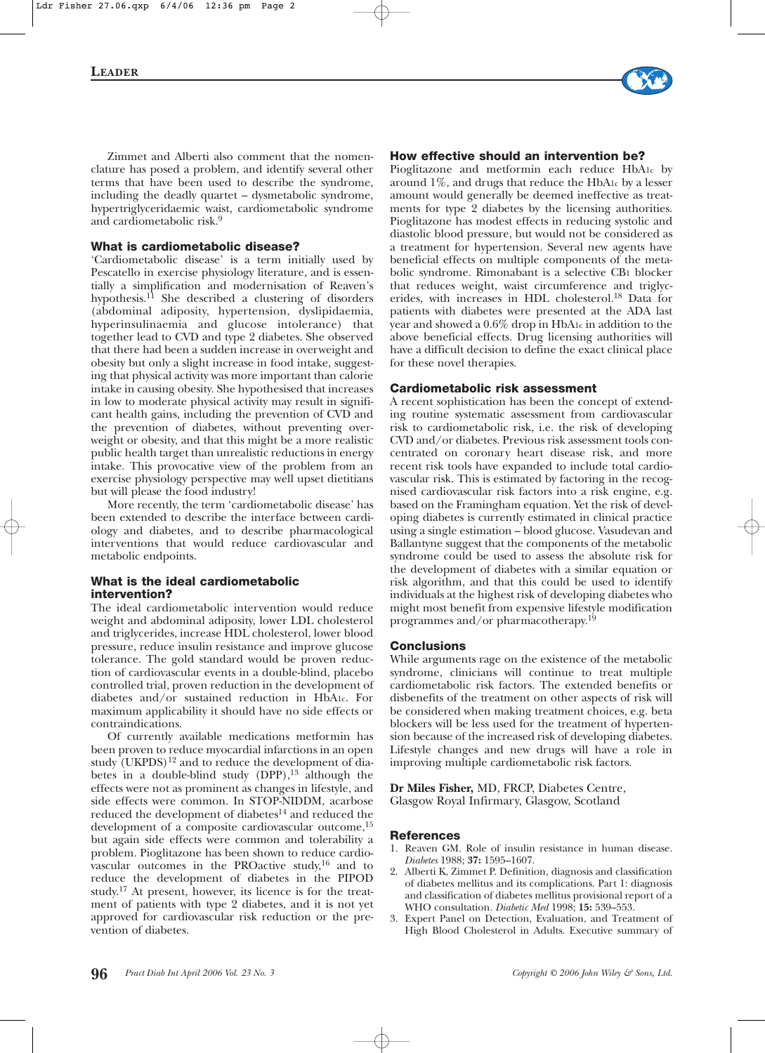Zimmet and Alberti also comment that the nomenclature has posed a problem, and identify several other terms that have been used to describe the syndrome, including the deadly quartet – dysmetabolic syndrome, hypertriglyceridaemic waist, cardiometabolic syndrome and cardiometabolic risk.[9]

## What is cardiometabolic disease?

'Cardiometabolic disease' is a term initially used by Pescatello in exercise physiology literature, and is essentially a simplification and modernisation of Reaven's hypothesis.[11] She described a clustering of disorders (abdominal adiposity, hypertension, dyslipidaemia, hyperinsulinaemia and glucose intolerance) that together lead to CVD and type 2 diabetes. She observed that there had been a sudden increase in overweight and obesity but only a slight increase in food intake, suggesting that physical activity was more important than calorie intake in causing obesity. She hypothesised that increases in low to moderate physical activity may result in significant health gains, including the prevention of CVD and the prevention of diabetes, without preventing overweight or obesity, and that this might be a more realistic public health target than unrealistic reductions in energy intake. This provocative view of the problem from an exercise physiology perspective may well upset dietitians but will please the food industry!

More recently, the term 'cardiometabolic disease' has been extended to describe the interface between cardiology and diabetes, and to describe pharmacological interventions that would reduce cardiovascular and metabolic endpoints.

## What is the ideal cardiometabolic intervention?

The ideal cardiometabolic intervention would reduce weight and abdominal adiposity, lower LDL cholesterol and triglycerides, increase HDL cholesterol, lower blood pressure, reduce insulin resistance and improve glucose tolerance. The gold standard would be proven reduction of cardiovascular events in a double-blind, placebo controlled trial, proven reduction in the development of diabetes and/or sustained reduction in $HbA_{1c}$. For maximum applicability it should have no side effects or contraindications.

Of currently available medications metformin has been proven to reduce myocardial infarctions in an open study (UKPDS)[12] and to reduce the development of diabetes in a double-blind study (DPP),[13] although the effects were not as prominent as changes in lifestyle, and side effects were common. In STOP-NIDDM, acarbose reduced the development of diabetes[14] and reduced the development of a composite cardiovascular outcome,[15] but again side effects were common and tolerability a problem. Pioglitazone has been shown to reduce cardiovascular outcomes in the PROactive study,[16] and to reduce the development of diabetes in the PIPOD study.[17] At present, however, its licence is for the treatment of patients with type 2 diabetes, and it is not yet approved for cardiovascular risk reduction or the prevention of diabetes.

## How effective should an intervention be?

Pioglitazone and metformin each reduce $HbA_{1c}$ by around 1%, and drugs that reduce the $HbA_{1c}$ by a lesser amount would generally be deemed ineffective as treatments for type 2 diabetes by the licensing authorities. Pioglitazone has modest effects in reducing systolic and diastolic blood pressure, but would not be considered as a treatment for hypertension. Several new agents have beneficial effects on multiple components of the metabolic syndrome. Rimonabant is a selective $CB_1$ blocker that reduces weight, waist circumference and triglycerides, with increases in HDL cholesterol.[18] Data for patients with diabetes were presented at the ADA last year and showed a 0.6% drop in $HbA_{1c}$ in addition to the above beneficial effects. Drug licensing authorities will have a difficult decision to define the exact clinical place for these novel therapies.

## Cardiometabolic risk assessment

A recent sophistication has been the concept of extending routine systematic assessment from cardiovascular risk to cardiometabolic risk, i.e. the risk of developing CVD and/or diabetes. Previous risk assessment tools concentrated on coronary heart disease risk, and more recent risk tools have expanded to include total cardiovascular risk. This is estimated by factoring in the recognised cardiovascular risk factors into a risk engine, e.g. based on the Framingham equation. Yet the risk of developing diabetes is currently estimated in clinical practice using a single estimation – blood glucose. Vasudevan and Ballantyne suggest that the components of the metabolic syndrome could be used to assess the absolute risk for the development of diabetes with a similar equation or risk algorithm, and that this could be used to identify individuals at the highest risk of developing diabetes who might most benefit from expensive lifestyle modification programmes and/or pharmacotherapy.[19]

## Conclusions

While arguments rage on the existence of the metabolic syndrome, clinicians will continue to treat multiple cardiometabolic risk factors. The extended benefits or disbenefits of the treatment on other aspects of risk will be considered when making treatment choices, e.g. beta blockers will be less used for the treatment of hypertension because of the increased risk of developing diabetes. Lifestyle changes and new drugs will have a role in improving multiple cardiometabolic risk factors.

**Dr Miles Fisher,** MD, FRCP, Diabetes Centre, Glasgow Royal Infirmary, Glasgow, Scotland

## References

1. Reaven GM. Role of insulin resistance in human disease. *Diabetes* 1988; **37:** 1595–1607.
2. Alberti K, Zimmet P. Definition, diagnosis and classification of diabetes mellitus and its complications. Part 1: diagnosis and classification of diabetes mellitus provisional report of a WHO consultation. *Diabetic Med* 1998; **15:** 539–553.
3. Expert Panel on Detection, Evaluation, and Treatment of High Blood Cholesterol in Adults. Executive summary of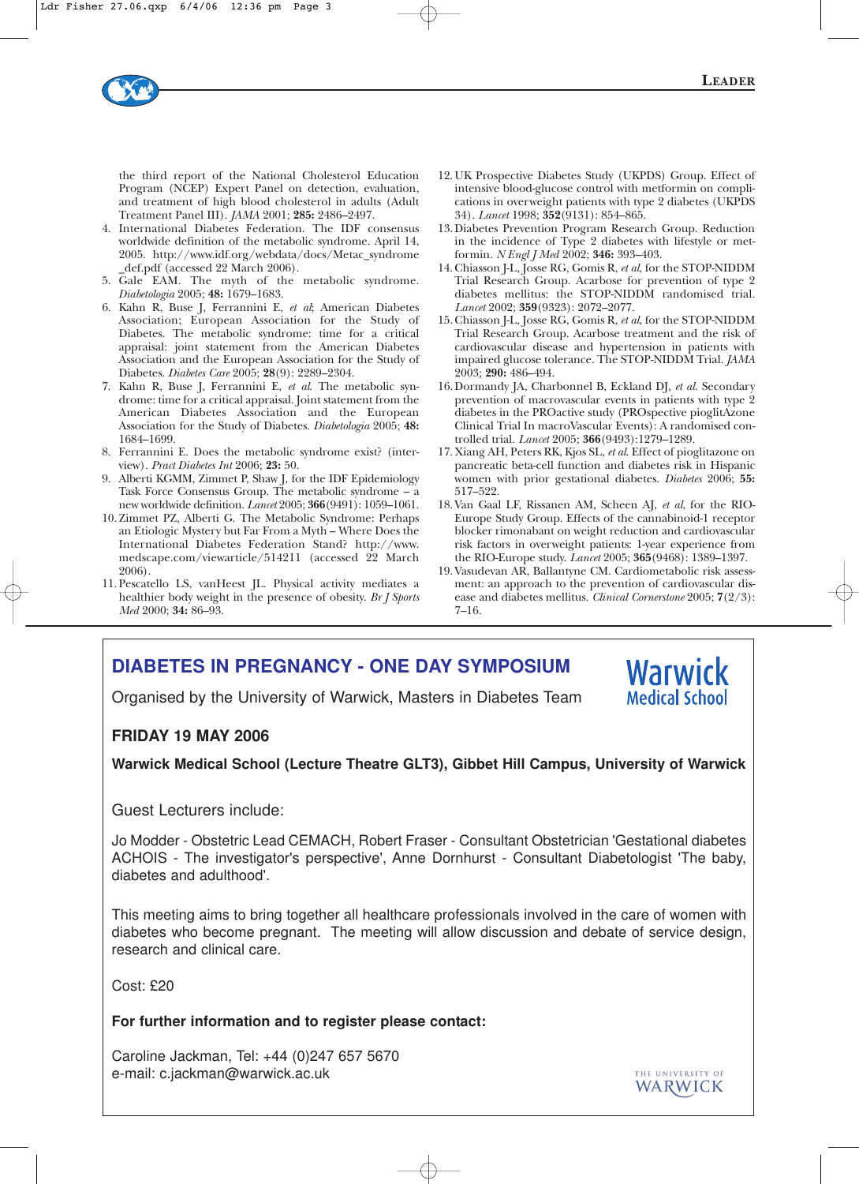the third report of the National Cholesterol Education Program (NCEP) Expert Panel on detection, evaluation, and treatment of high blood cholesterol in adults (Adult Treatment Panel III). *JAMA* 2001; **285:** 2486–2497.

4. International Diabetes Federation. The IDF consensus worldwide definition of the metabolic syndrome. April 14, 2005. http://www.idf.org/webdata/docs/Metac_syndrome_def.pdf (accessed 22 March 2006).
5. Gale EAM. The myth of the metabolic syndrome. *Diabetologia* 2005; **48:** 1679–1683.
6. Kahn R, Buse J, Ferrannini E, *et al*; American Diabetes Association; European Association for the Study of Diabetes. The metabolic syndrome: time for a critical appraisal: joint statement from the American Diabetes Association and the European Association for the Study of Diabetes. *Diabetes Care* 2005; **28**(9): 2289–2304.
7. Kahn R, Buse J, Ferrannini E, *et al*. The metabolic syndrome: time for a critical appraisal. Joint statement from the American Diabetes Association and the European Association for the Study of Diabetes. *Diabetologia* 2005; **48:** 1684–1699.
8. Ferrannini E. Does the metabolic syndrome exist? (interview). *Pract Diabetes Int* 2006; **23:** 50.
9. Alberti KGMM, Zimmet P, Shaw J, for the IDF Epidemiology Task Force Consensus Group. The metabolic syndrome – a new worldwide definition. *Lancet* 2005; **366**(9491): 1059–1061.
10. Zimmet PZ, Alberti G. The Metabolic Syndrome: Perhaps an Etiologic Mystery but Far From a Myth – Where Does the International Diabetes Federation Stand? http://www.medscape.com/viewarticle/514211 (accessed 22 March 2006).
11. Pescatello LS, vanHeest JL. Physical activity mediates a healthier body weight in the presence of obesity. *Br J Sports Med* 2000; **34:** 86–93.
12. UK Prospective Diabetes Study (UKPDS) Group. Effect of intensive blood-glucose control with metformin on complications in overweight patients with type 2 diabetes (UKPDS 34). *Lancet* 1998; **352**(9131): 854–865.
13. Diabetes Prevention Program Research Group. Reduction in the incidence of Type 2 diabetes with lifestyle or metformin. *N Engl J Med* 2002; **346:** 393–403.
14. Chiasson J-L, Josse RG, Gomis R, *et al*, for the STOP-NIDDM Trial Research Group. Acarbose for prevention of type 2 diabetes mellitus: the STOP-NIDDM randomised trial. *Lancet* 2002; **359**(9323): 2072–2077.
15. Chiasson J-L, Josse RG, Gomis R, *et al*, for the STOP-NIDDM Trial Research Group. Acarbose treatment and the risk of cardiovascular disease and hypertension in patients with impaired glucose tolerance. The STOP-NIDDM Trial. *JAMA* 2003; **290:** 486–494.
16. Dormandy JA, Charbonnel B, Eckland DJ, *et al*. Secondary prevention of macrovascular events in patients with type 2 diabetes in the PROactive study (PROspective pioglitAzone Clinical Trial In macroVascular Events): A randomised controlled trial. *Lancet* 2005; **366**(9493):1279–1289.
17. Xiang AH, Peters RK, Kjos SL, *et al*. Effect of pioglitazone on pancreatic beta-cell function and diabetes risk in Hispanic women with prior gestational diabetes. *Diabetes* 2006; **55:** 517–522.
18. Van Gaal LF, Rissanen AM, Scheen AJ, *et al*, for the RIO-Europe Study Group. Effects of the cannabinoid-1 receptor blocker rimonabant on weight reduction and cardiovascular risk factors in overweight patients: 1-year experience from the RIO-Europe study. *Lancet* 2005; **365**(9468): 1389–1397.
19. Vasudevan AR, Ballantyne CM. Cardiometabolic risk assessment: an approach to the prevention of cardiovascular disease and diabetes mellitus. *Clinical Cornerstone* 2005; **7**(2/3): 7–16.

---

## DIABETES IN PREGNANCY - ONE DAY SYMPOSIUM

Organised by the University of Warwick, Masters in Diabetes Team

Warwick Medical School

**FRIDAY 19 MAY 2006**

**Warwick Medical School (Lecture Theatre GLT3), Gibbet Hill Campus, University of Warwick**

Guest Lecturers include:

Jo Modder - Obstetric Lead CEMACH, Robert Fraser - Consultant Obstetrician 'Gestational diabetes ACHOIS - The investigator's perspective', Anne Dornhurst - Consultant Diabetologist 'The baby, diabetes and adulthood'.

This meeting aims to bring together all healthcare professionals involved in the care of women with diabetes who become pregnant. The meeting will allow discussion and debate of service design, research and clinical care.

Cost: £20

**For further information and to register please contact:**

Caroline Jackman, Tel: +44 (0)247 657 5670
e-mail: c.jackman@warwick.ac.uk

The University of Warwick